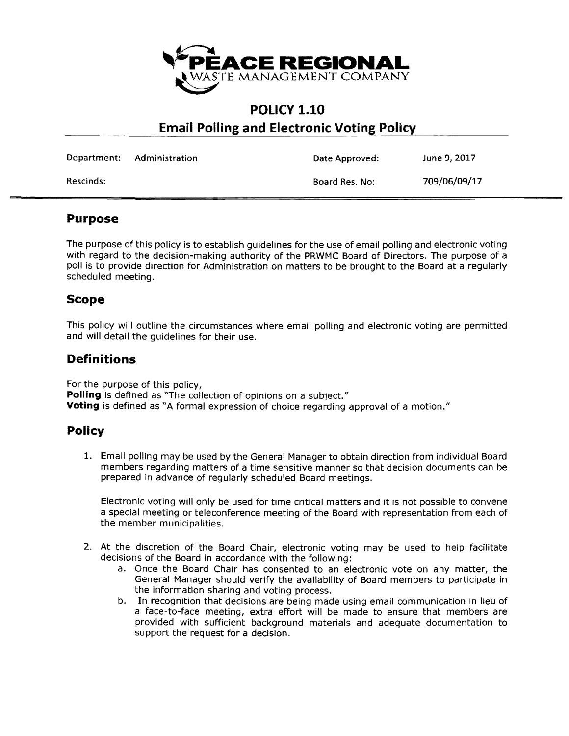PEACE REGIONAL
WASTE MANAGEMENT COMPANY

# POLICY 1.10
# Email Polling and Electronic Voting Policy

| Department: | Administration | Date Approved: | June 9, 2017 |
|---|---|---|---|
| Rescinds: | | Board Res. No: | 709/06/09/17 |

## Purpose

The purpose of this policy is to establish guidelines for the use of email polling and electronic voting with regard to the decision-making authority of the PRWMC Board of Directors. The purpose of a poll is to provide direction for Administration on matters to be brought to the Board at a regularly scheduled meeting.

## Scope

This policy will outline the circumstances where email polling and electronic voting are permitted and will detail the guidelines for their use.

## Definitions

For the purpose of this policy,
**Polling** is defined as "The collection of opinions on a subject."
**Voting** is defined as "A formal expression of choice regarding approval of a motion."

## Policy

1. Email polling may be used by the General Manager to obtain direction from individual Board members regarding matters of a time sensitive manner so that decision documents can be prepared in advance of regularly scheduled Board meetings.

   Electronic voting will only be used for time critical matters and it is not possible to convene a special meeting or teleconference meeting of the Board with representation from each of the member municipalities.

2. At the discretion of the Board Chair, electronic voting may be used to help facilitate decisions of the Board in accordance with the following:
   a. Once the Board Chair has consented to an electronic vote on any matter, the General Manager should verify the availability of Board members to participate in the information sharing and voting process.
   b. In recognition that decisions are being made using email communication in lieu of a face-to-face meeting, extra effort will be made to ensure that members are provided with sufficient background materials and adequate documentation to support the request for a decision.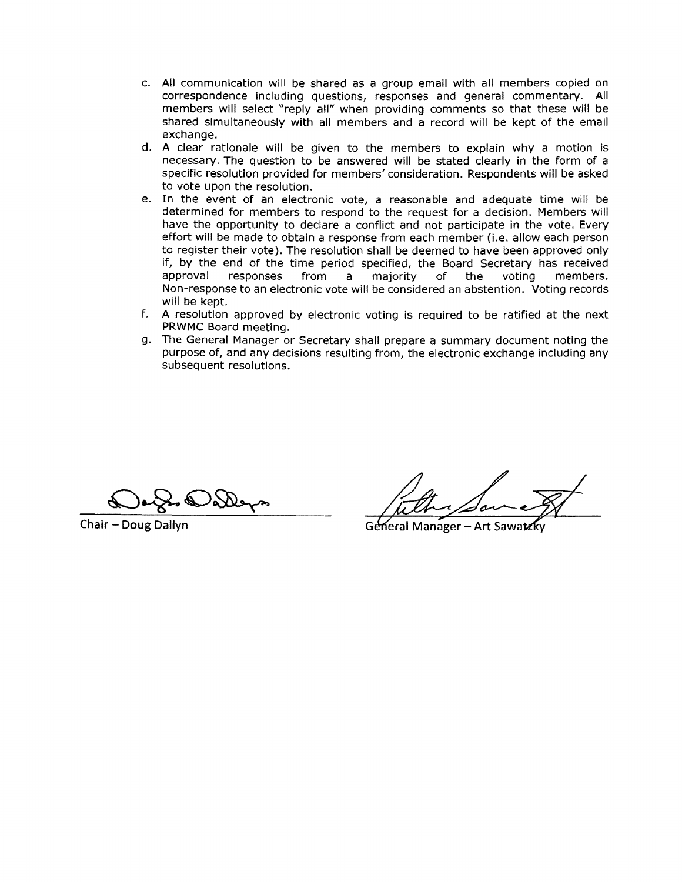c. All communication will be shared as a group email with all members copied on correspondence including questions, responses and general commentary. All members will select "reply all" when providing comments so that these will be shared simultaneously with all members and a record will be kept of the email exchange.

d. A clear rationale will be given to the members to explain why a motion is necessary. The question to be answered will be stated clearly in the form of a specific resolution provided for members' consideration. Respondents will be asked to vote upon the resolution.

e. In the event of an electronic vote, a reasonable and adequate time will be determined for members to respond to the request for a decision. Members will have the opportunity to declare a conflict and not participate in the vote. Every effort will be made to obtain a response from each member (i.e. allow each person to register their vote). The resolution shall be deemed to have been approved only if, by the end of the time period specified, the Board Secretary has received approval responses from a majority of the voting members. Non-response to an electronic vote will be considered an abstention. Voting records will be kept.

f. A resolution approved by electronic voting is required to be ratified at the next PRWMC Board meeting.

g. The General Manager or Secretary shall prepare a summary document noting the purpose of, and any decisions resulting from, the electronic exchange including any subsequent resolutions.

Chair – Doug Dallyn

General Manager – Art Sawatzky